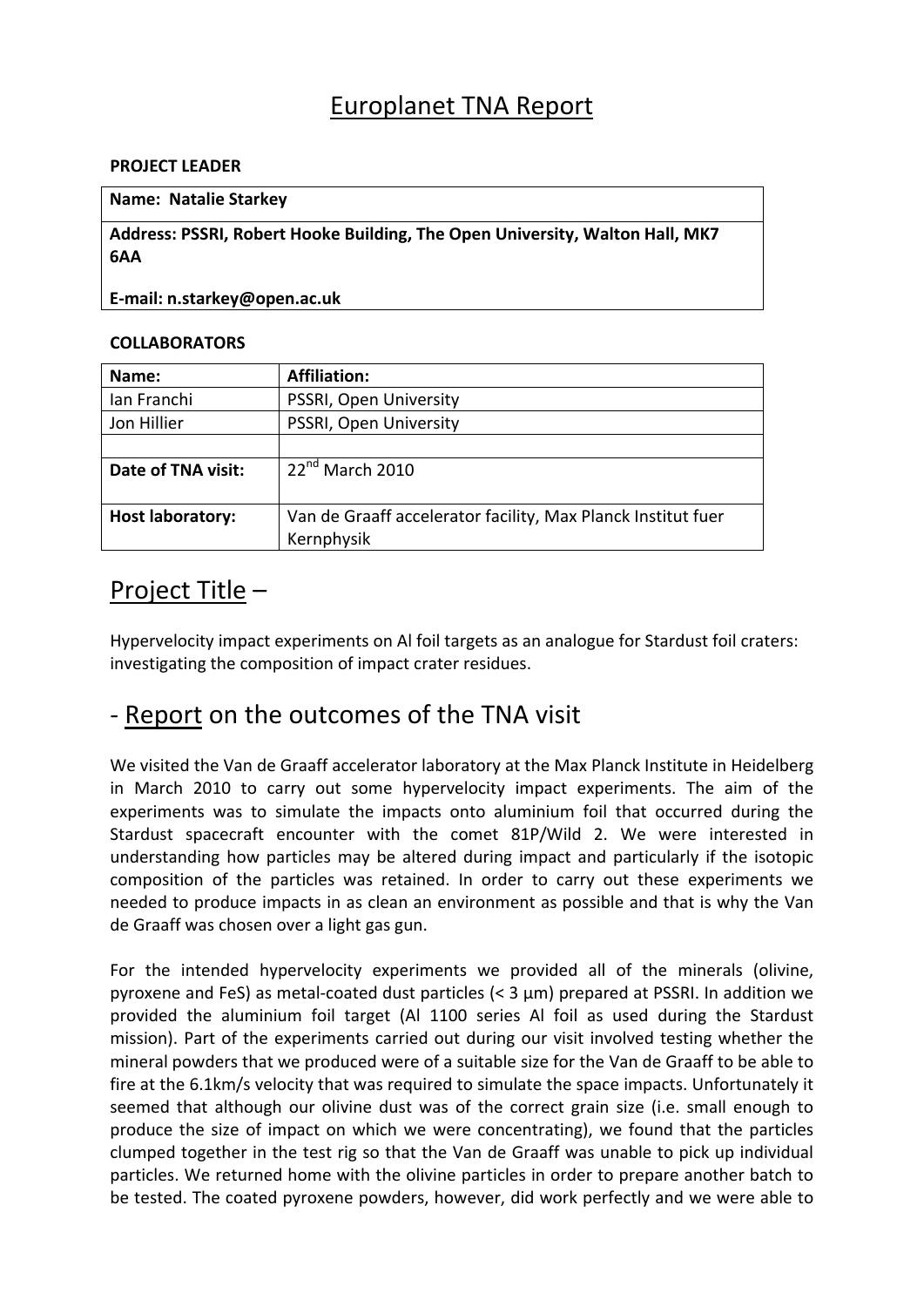# Europlanet TNA Report

**PROJECT LEADER**

| **Name: Natalie Starkey** |
|---|
| **Address: PSSRI, Robert Hooke Building, The Open University, Walton Hall, MK7 6AA** |
| **E-mail: n.starkey@open.ac.uk** |

**COLLABORATORS**

| **Name:** | **Affiliation:** |
|---|---|
| Ian Franchi | PSSRI, Open University |
| Jon Hillier | PSSRI, Open University |
| | |
| **Date of TNA visit:** | 22nd March 2010 |
| **Host laboratory:** | Van de Graaff accelerator facility, Max Planck Institut fuer Kernphysik |

## Project Title –

Hypervelocity impact experiments on Al foil targets as an analogue for Stardust foil craters: investigating the composition of impact crater residues.

## - Report on the outcomes of the TNA visit

We visited the Van de Graaff accelerator laboratory at the Max Planck Institute in Heidelberg in March 2010 to carry out some hypervelocity impact experiments. The aim of the experiments was to simulate the impacts onto aluminium foil that occurred during the Stardust spacecraft encounter with the comet 81P/Wild 2. We were interested in understanding how particles may be altered during impact and particularly if the isotopic composition of the particles was retained. In order to carry out these experiments we needed to produce impacts in as clean an environment as possible and that is why the Van de Graaff was chosen over a light gas gun.

For the intended hypervelocity experiments we provided all of the minerals (olivine, pyroxene and FeS) as metal-coated dust particles (< 3 µm) prepared at PSSRI. In addition we provided the aluminium foil target (Al 1100 series Al foil as used during the Stardust mission). Part of the experiments carried out during our visit involved testing whether the mineral powders that we produced were of a suitable size for the Van de Graaff to be able to fire at the 6.1km/s velocity that was required to simulate the space impacts. Unfortunately it seemed that although our olivine dust was of the correct grain size (i.e. small enough to produce the size of impact on which we were concentrating), we found that the particles clumped together in the test rig so that the Van de Graaff was unable to pick up individual particles. We returned home with the olivine particles in order to prepare another batch to be tested. The coated pyroxene powders, however, did work perfectly and we were able to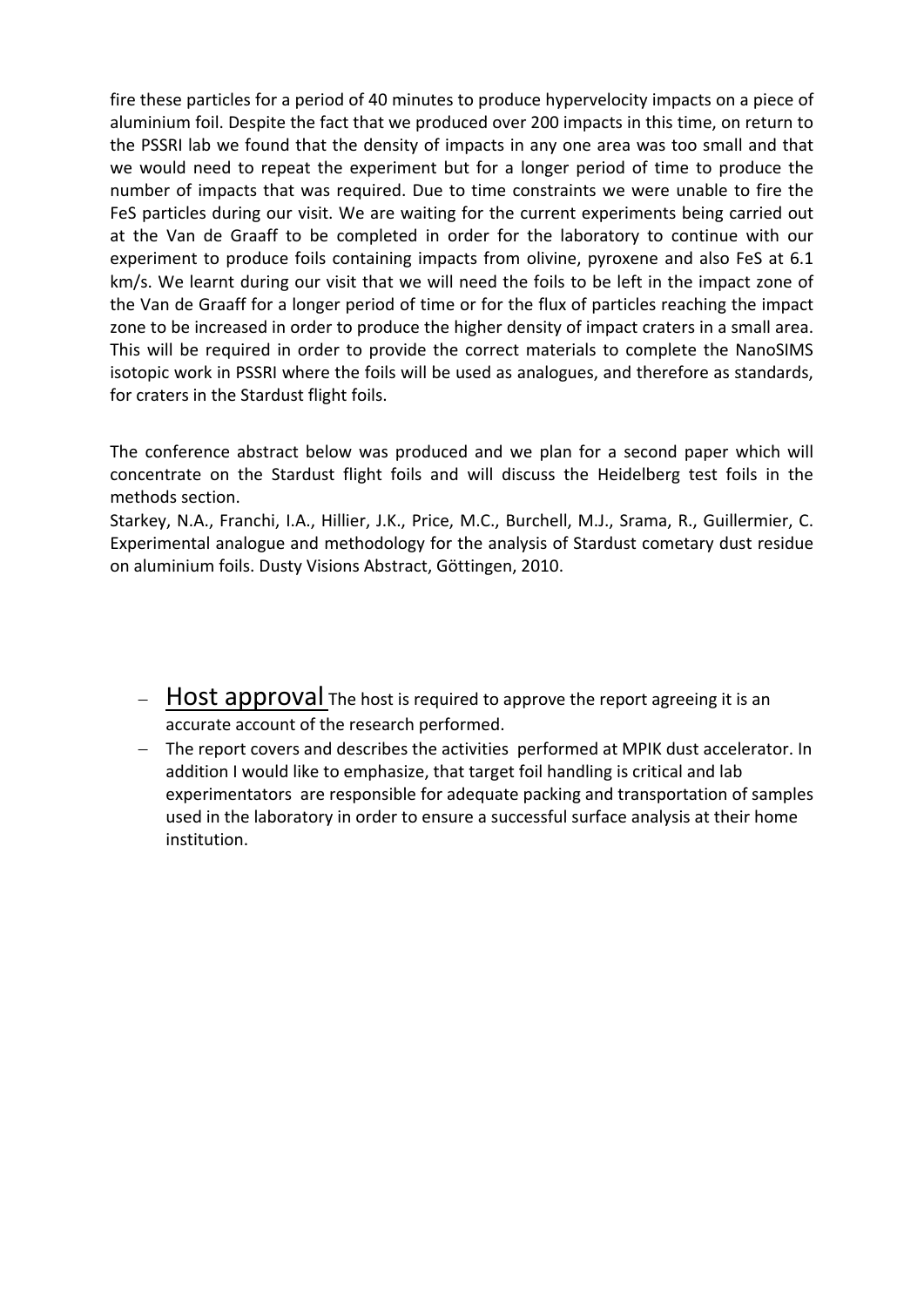fire these particles for a period of 40 minutes to produce hypervelocity impacts on a piece of aluminium foil. Despite the fact that we produced over 200 impacts in this time, on return to the PSSRI lab we found that the density of impacts in any one area was too small and that we would need to repeat the experiment but for a longer period of time to produce the number of impacts that was required. Due to time constraints we were unable to fire the FeS particles during our visit. We are waiting for the current experiments being carried out at the Van de Graaff to be completed in order for the laboratory to continue with our experiment to produce foils containing impacts from olivine, pyroxene and also FeS at 6.1 km/s. We learnt during our visit that we will need the foils to be left in the impact zone of the Van de Graaff for a longer period of time or for the flux of particles reaching the impact zone to be increased in order to produce the higher density of impact craters in a small area. This will be required in order to provide the correct materials to complete the NanoSIMS isotopic work in PSSRI where the foils will be used as analogues, and therefore as standards, for craters in the Stardust flight foils.

The conference abstract below was produced and we plan for a second paper which will concentrate on the Stardust flight foils and will discuss the Heidelberg test foils in the methods section.

Starkey, N.A., Franchi, I.A., Hillier, J.K., Price, M.C., Burchell, M.J., Srama, R., Guillermier, C. Experimental analogue and methodology for the analysis of Stardust cometary dust residue on aluminium foils. Dusty Visions Abstract, Göttingen, 2010.

- Host approval The host is required to approve the report agreeing it is an accurate account of the research performed.
- The report covers and describes the activities performed at MPIK dust accelerator. In addition I would like to emphasize, that target foil handling is critical and lab experimentators are responsible for adequate packing and transportation of samples used in the laboratory in order to ensure a successful surface analysis at their home institution.